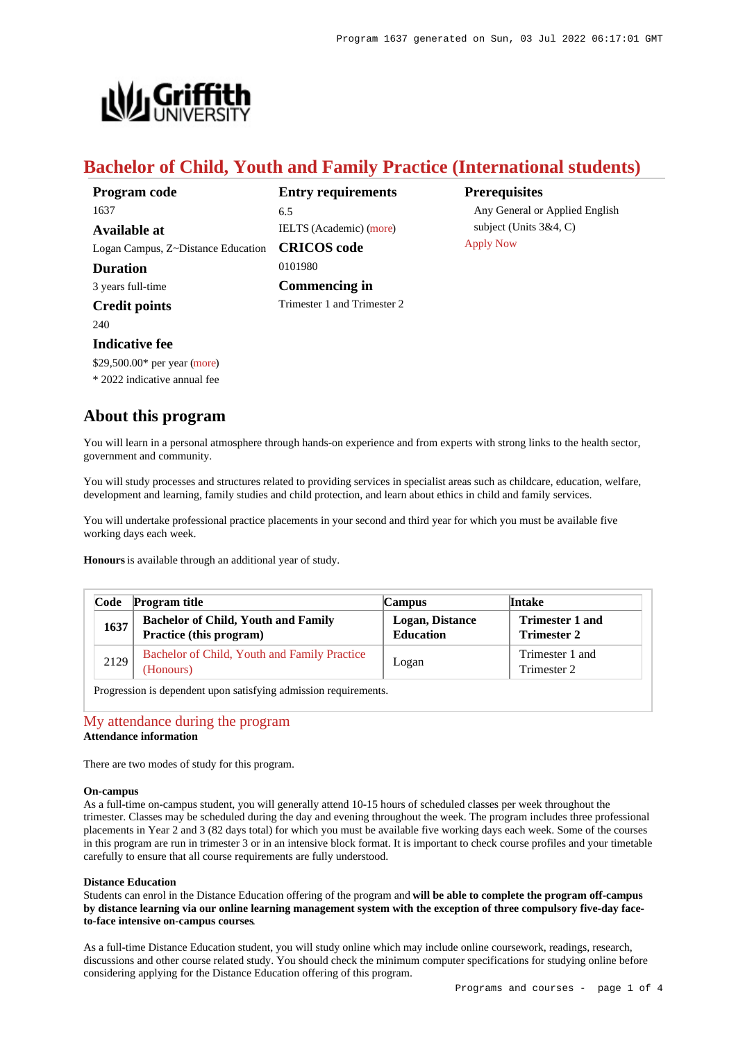# Bachelor of Child, Youth and Family Practice (International students)

**Program code**
1637

**Available at**
Logan Campus, Z~Distance Education

**Duration**
3 years full-time

**Credit points**
240

**Indicative fee**
$29,500.00* per year (more)
* 2022 indicative annual fee

**Entry requirements**
6.5
IELTS (Academic) (more)

**CRICOS code**
0101980

**Commencing in**
Trimester 1 and Trimester 2

**Prerequisites**
Any General or Applied English subject (Units 3&4, C)

Apply Now

## About this program

You will learn in a personal atmosphere through hands-on experience and from experts with strong links to the health sector, government and community.

You will study processes and structures related to providing services in specialist areas such as childcare, education, welfare, development and learning, family studies and child protection, and learn about ethics in child and family services.

You will undertake professional practice placements in your second and third year for which you must be available five working days each week.

**Honours** is available through an additional year of study.

| Code | Program title | Campus | Intake |
|---|---|---|---|
| **1637** | **Bachelor of Child, Youth and Family Practice (this program)** | **Logan, Distance Education** | **Trimester 1 and Trimester 2** |
| 2129 | Bachelor of Child, Youth and Family Practice (Honours) | Logan | Trimester 1 and Trimester 2 |

Progression is dependent upon satisfying admission requirements.

## My attendance during the program

**Attendance information**

There are two modes of study for this program.

**On-campus**

As a full-time on-campus student, you will generally attend 10-15 hours of scheduled classes per week throughout the trimester. Classes may be scheduled during the day and evening throughout the week. The program includes three professional placements in Year 2 and 3 (82 days total) for which you must be available five working days each week. Some of the courses in this program are run in trimester 3 or in an intensive block format. It is important to check course profiles and your timetable carefully to ensure that all course requirements are fully understood.

**Distance Education**

Students can enrol in the Distance Education offering of the program and **will be able to complete the program off-campus by distance learning via our online learning management system with the exception of three compulsory five-day face-to-face intensive on-campus courses**.

As a full-time Distance Education student, you will study online which may include online coursework, readings, research, discussions and other course related study. You should check the minimum computer specifications for studying online before considering applying for the Distance Education offering of this program.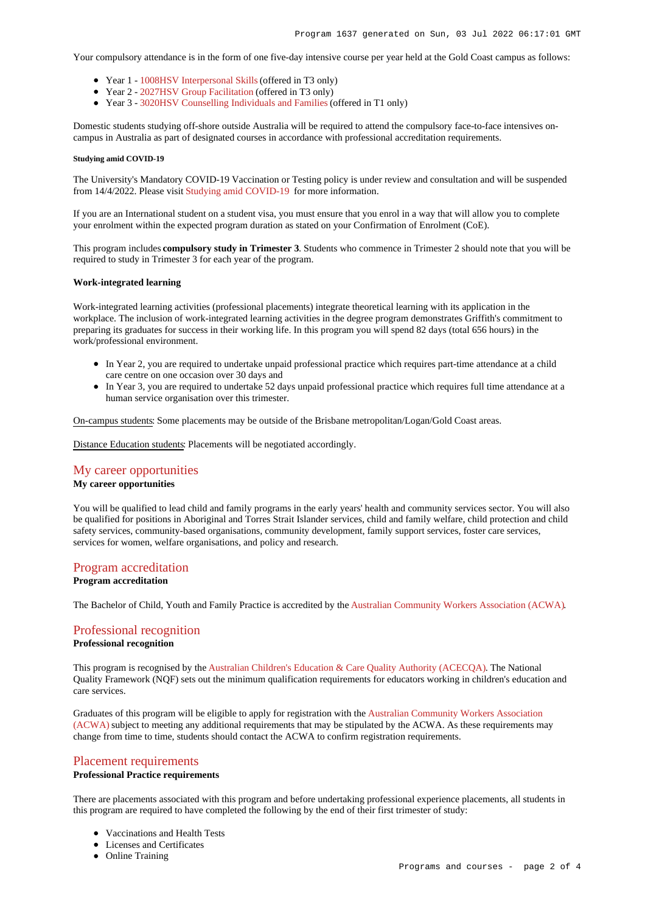Your compulsory attendance is in the form of one five-day intensive course per year held at the Gold Coast campus as follows:

- Year 1 - 1008HSV Interpersonal Skills (offered in T3 only)
- Year 2 - 2027HSV Group Facilitation (offered in T3 only)
- Year 3 - 3020HSV Counselling Individuals and Families (offered in T1 only)

Domestic students studying off-shore outside Australia will be required to attend the compulsory face-to-face intensives on-campus in Australia as part of designated courses in accordance with professional accreditation requirements.

###### Studying amid COVID-19

The University's Mandatory COVID-19 Vaccination or Testing policy is under review and consultation and will be suspended from 14/4/2022. Please visit Studying amid COVID-19 for more information.

If you are an International student on a student visa, you must ensure that you enrol in a way that will allow you to complete your enrolment within the expected program duration as stated on your Confirmation of Enrolment (CoE).

This program includes **compulsory study in Trimester 3**. Students who commence in Trimester 2 should note that you will be required to study in Trimester 3 for each year of the program.

#### Work-integrated learning

Work-integrated learning activities (professional placements) integrate theoretical learning with its application in the workplace. The inclusion of work-integrated learning activities in the degree program demonstrates Griffith's commitment to preparing its graduates for success in their working life. In this program you will spend 82 days (total 656 hours) in the work/professional environment.

- In Year 2, you are required to undertake unpaid professional practice which requires part-time attendance at a child care centre on one occasion over 30 days and
- In Year 3, you are required to undertake 52 days unpaid professional practice which requires full time attendance at a human service organisation over this trimester.

On-campus students: Some placements may be outside of the Brisbane metropolitan/Logan/Gold Coast areas.

Distance Education students: Placements will be negotiated accordingly.

## My career opportunities

#### My career opportunities

You will be qualified to lead child and family programs in the early years' health and community services sector. You will also be qualified for positions in Aboriginal and Torres Strait Islander services, child and family welfare, child protection and child safety services, community-based organisations, community development, family support services, foster care services, services for women, welfare organisations, and policy and research.

## Program accreditation

#### Program accreditation

The Bachelor of Child, Youth and Family Practice is accredited by the Australian Community Workers Association (ACWA).

## Professional recognition

#### Professional recognition

This program is recognised by the Australian Children's Education & Care Quality Authority (ACECQA). The National Quality Framework (NQF) sets out the minimum qualification requirements for educators working in children's education and care services.

Graduates of this program will be eligible to apply for registration with the Australian Community Workers Association (ACWA) subject to meeting any additional requirements that may be stipulated by the ACWA. As these requirements may change from time to time, students should contact the ACWA to confirm registration requirements.

## Placement requirements

#### Professional Practice requirements

There are placements associated with this program and before undertaking professional experience placements, all students in this program are required to have completed the following by the end of their first trimester of study:

- Vaccinations and Health Tests
- Licenses and Certificates
- Online Training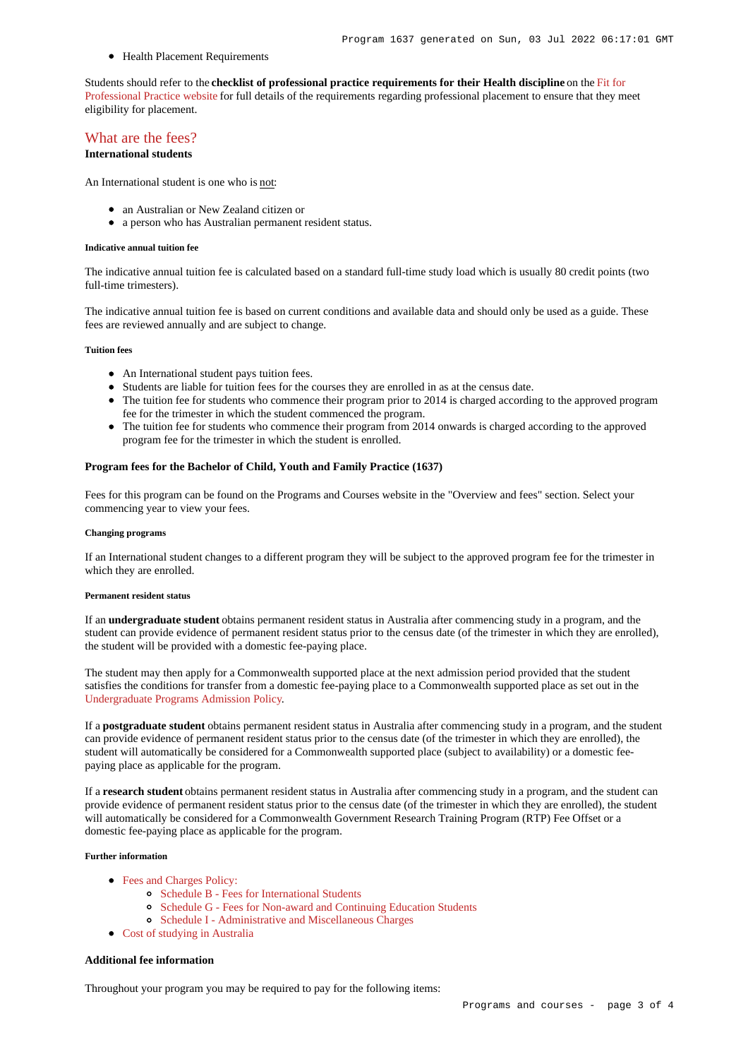- Health Placement Requirements

Students should refer to the **checklist of professional practice requirements for their Health discipline** on the Fit for Professional Practice website for full details of the requirements regarding professional placement to ensure that they meet eligibility for placement.

## What are the fees?

**International students**

An International student is one who is not:

- an Australian or New Zealand citizen or
- a person who has Australian permanent resident status.

##### Indicative annual tuition fee

The indicative annual tuition fee is calculated based on a standard full-time study load which is usually 80 credit points (two full-time trimesters).

The indicative annual tuition fee is based on current conditions and available data and should only be used as a guide. These fees are reviewed annually and are subject to change.

##### Tuition fees

- An International student pays tuition fees.
- Students are liable for tuition fees for the courses they are enrolled in as at the census date.
- The tuition fee for students who commence their program prior to 2014 is charged according to the approved program fee for the trimester in which the student commenced the program.
- The tuition fee for students who commence their program from 2014 onwards is charged according to the approved program fee for the trimester in which the student is enrolled.

**Program fees for the Bachelor of Child, Youth and Family Practice (1637)**

Fees for this program can be found on the Programs and Courses website in the "Overview and fees" section. Select your commencing year to view your fees.

##### Changing programs

If an International student changes to a different program they will be subject to the approved program fee for the trimester in which they are enrolled.

##### Permanent resident status

If an **undergraduate student** obtains permanent resident status in Australia after commencing study in a program, and the student can provide evidence of permanent resident status prior to the census date (of the trimester in which they are enrolled), the student will be provided with a domestic fee-paying place.

The student may then apply for a Commonwealth supported place at the next admission period provided that the student satisfies the conditions for transfer from a domestic fee-paying place to a Commonwealth supported place as set out in the Undergraduate Programs Admission Policy.

If a **postgraduate student** obtains permanent resident status in Australia after commencing study in a program, and the student can provide evidence of permanent resident status prior to the census date (of the trimester in which they are enrolled), the student will automatically be considered for a Commonwealth supported place (subject to availability) or a domestic fee-paying place as applicable for the program.

If a **research student** obtains permanent resident status in Australia after commencing study in a program, and the student can provide evidence of permanent resident status prior to the census date (of the trimester in which they are enrolled), the student will automatically be considered for a Commonwealth Government Research Training Program (RTP) Fee Offset or a domestic fee-paying place as applicable for the program.

##### Further information

- Fees and Charges Policy:
  - Schedule B - Fees for International Students
  - Schedule G - Fees for Non-award and Continuing Education Students
  - Schedule I - Administrative and Miscellaneous Charges
- Cost of studying in Australia

**Additional fee information**

Throughout your program you may be required to pay for the following items: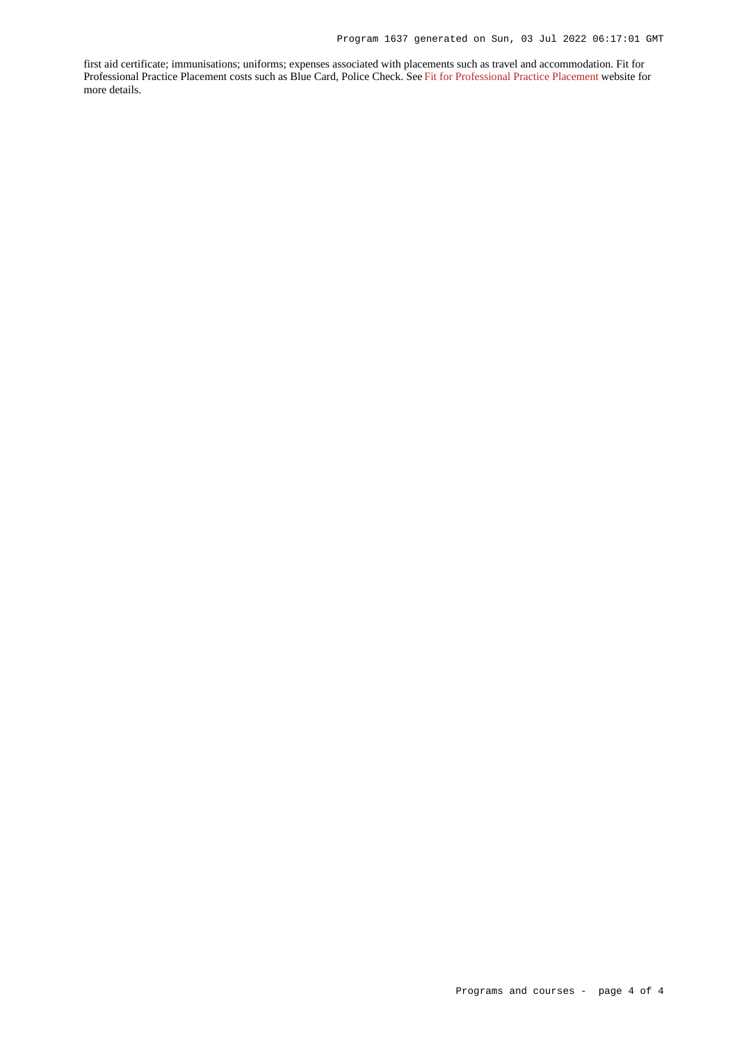first aid certificate; immunisations; uniforms; expenses associated with placements such as travel and accommodation. Fit for Professional Practice Placement costs such as Blue Card, Police Check. See Fit for Professional Practice Placement website for more details.